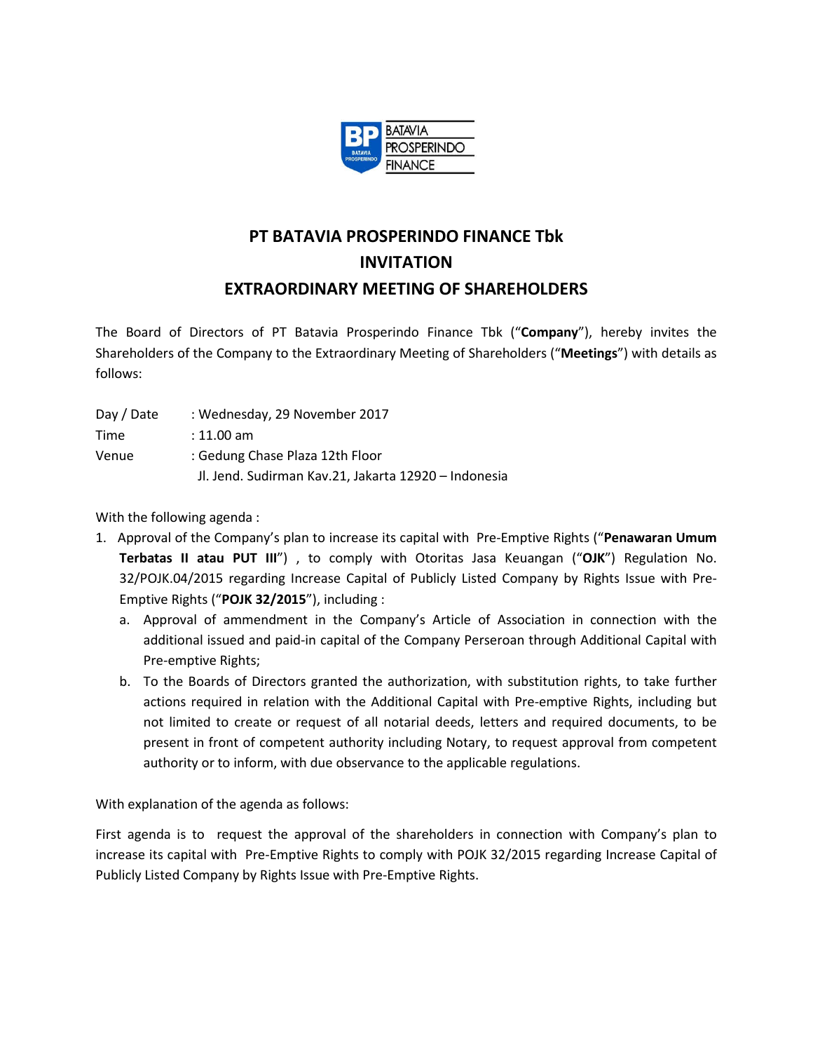# PT BATAVIA PROSPERINDO FINANCE Tbk

## INVITATION

## EXTRAORDINARY MEETING OF SHAREHOLDERS

The Board of Directors of PT Batavia Prosperindo Finance Tbk ("**Company**"), hereby invites the Shareholders of the Company to the Extraordinary Meeting of Shareholders ("**Meetings**") with details as follows:

| | |
|---|---|
| Day / Date | : Wednesday, 29 November 2017 |
| Time | : 11.00 am |
| Venue | : Gedung Chase Plaza 12th Floor<br>Jl. Jend. Sudirman Kav.21, Jakarta 12920 – Indonesia |

With the following agenda :

1. Approval of the Company's plan to increase its capital with Pre-Emptive Rights ("**Penawaran Umum Terbatas II atau PUT III**") , to comply with Otoritas Jasa Keuangan ("**OJK**") Regulation No. 32/POJK.04/2015 regarding Increase Capital of Publicly Listed Company by Rights Issue with Pre-Emptive Rights ("**POJK 32/2015**"), including :
   a. Approval of ammendment in the Company's Article of Association in connection with the additional issued and paid-in capital of the Company Perseroan through Additional Capital with Pre-emptive Rights;
   b. To the Boards of Directors granted the authorization, with substitution rights, to take further actions required in relation with the Additional Capital with Pre-emptive Rights, including but not limited to create or request of all notarial deeds, letters and required documents, to be present in front of competent authority including Notary, to request approval from competent authority or to inform, with due observance to the applicable regulations.

With explanation of the agenda as follows:

First agenda is to request the approval of the shareholders in connection with Company's plan to increase its capital with Pre-Emptive Rights to comply with POJK 32/2015 regarding Increase Capital of Publicly Listed Company by Rights Issue with Pre-Emptive Rights.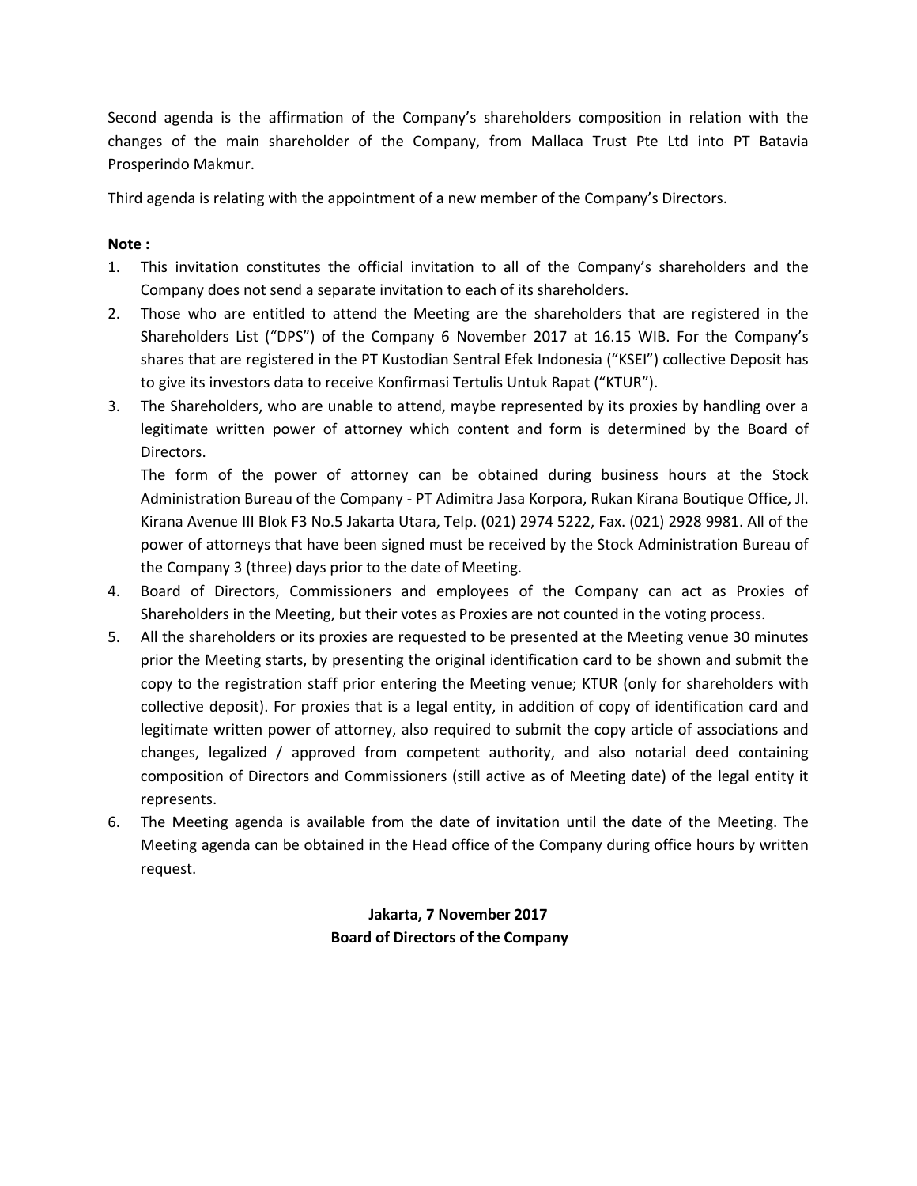Second agenda is the affirmation of the Company's shareholders composition in relation with the changes of the main shareholder of the Company, from Mallaca Trust Pte Ltd into PT Batavia Prosperindo Makmur.

Third agenda is relating with the appointment of a new member of the Company's Directors.

**Note :**

1. This invitation constitutes the official invitation to all of the Company's shareholders and the Company does not send a separate invitation to each of its shareholders.
2. Those who are entitled to attend the Meeting are the shareholders that are registered in the Shareholders List ("DPS") of the Company 6 November 2017 at 16.15 WIB. For the Company's shares that are registered in the PT Kustodian Sentral Efek Indonesia ("KSEI") collective Deposit has to give its investors data to receive Konfirmasi Tertulis Untuk Rapat ("KTUR").
3. The Shareholders, who are unable to attend, maybe represented by its proxies by handling over a legitimate written power of attorney which content and form is determined by the Board of Directors.

   The form of the power of attorney can be obtained during business hours at the Stock Administration Bureau of the Company - PT Adimitra Jasa Korpora, Rukan Kirana Boutique Office, Jl. Kirana Avenue III Blok F3 No.5 Jakarta Utara, Telp. (021) 2974 5222, Fax. (021) 2928 9981. All of the power of attorneys that have been signed must be received by the Stock Administration Bureau of the Company 3 (three) days prior to the date of Meeting.
4. Board of Directors, Commissioners and employees of the Company can act as Proxies of Shareholders in the Meeting, but their votes as Proxies are not counted in the voting process.
5. All the shareholders or its proxies are requested to be presented at the Meeting venue 30 minutes prior the Meeting starts, by presenting the original identification card to be shown and submit the copy to the registration staff prior entering the Meeting venue; KTUR (only for shareholders with collective deposit). For proxies that is a legal entity, in addition of copy of identification card and legitimate written power of attorney, also required to submit the copy article of associations and changes, legalized / approved from competent authority, and also notarial deed containing composition of Directors and Commissioners (still active as of Meeting date) of the legal entity it represents.
6. The Meeting agenda is available from the date of invitation until the date of the Meeting. The Meeting agenda can be obtained in the Head office of the Company during office hours by written request.

**Jakarta, 7 November 2017**
**Board of Directors of the Company**